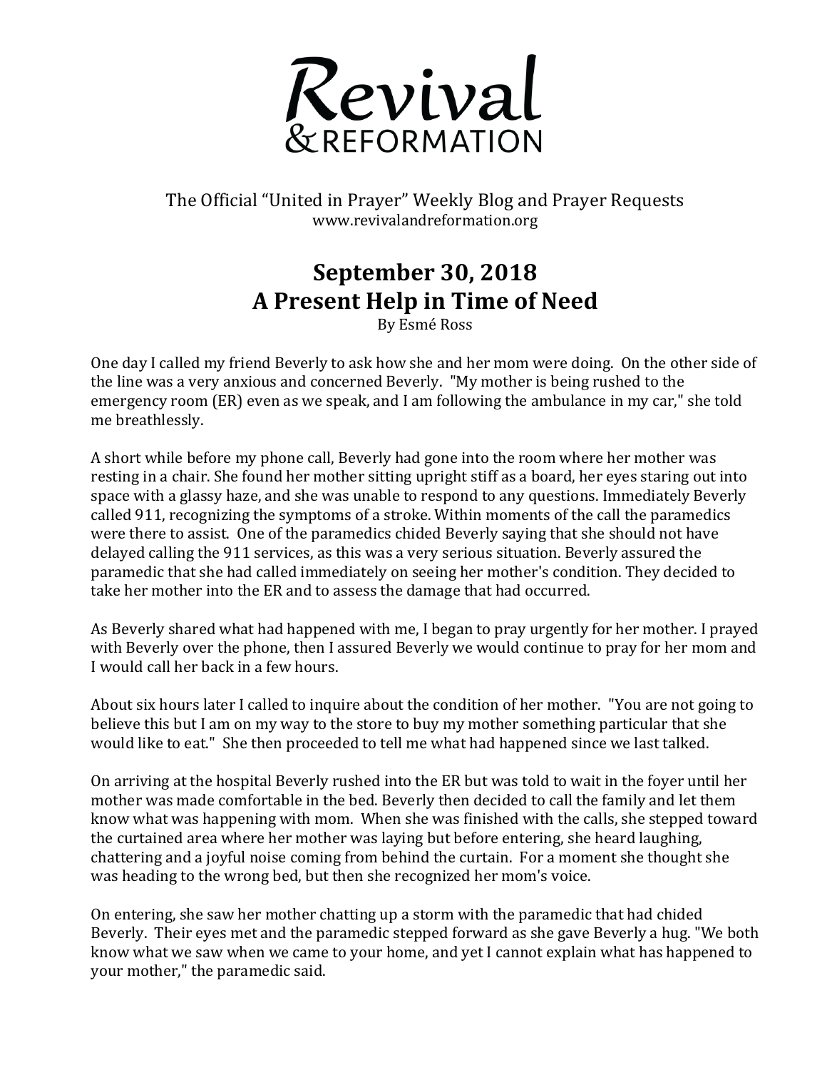# Revival & REFORMATION

The Official "United in Prayer" Weekly Blog and Prayer Requests
www.revivalandreformation.org

## September 30, 2018
## A Present Help in Time of Need

By Esmé Ross

One day I called my friend Beverly to ask how she and her mom were doing. On the other side of the line was a very anxious and concerned Beverly. "My mother is being rushed to the emergency room (ER) even as we speak, and I am following the ambulance in my car," she told me breathlessly.

A short while before my phone call, Beverly had gone into the room where her mother was resting in a chair. She found her mother sitting upright stiff as a board, her eyes staring out into space with a glassy haze, and she was unable to respond to any questions. Immediately Beverly called 911, recognizing the symptoms of a stroke. Within moments of the call the paramedics were there to assist. One of the paramedics chided Beverly saying that she should not have delayed calling the 911 services, as this was a very serious situation. Beverly assured the paramedic that she had called immediately on seeing her mother's condition. They decided to take her mother into the ER and to assess the damage that had occurred.

As Beverly shared what had happened with me, I began to pray urgently for her mother. I prayed with Beverly over the phone, then I assured Beverly we would continue to pray for her mom and I would call her back in a few hours.

About six hours later I called to inquire about the condition of her mother. "You are not going to believe this but I am on my way to the store to buy my mother something particular that she would like to eat." She then proceeded to tell me what had happened since we last talked.

On arriving at the hospital Beverly rushed into the ER but was told to wait in the foyer until her mother was made comfortable in the bed. Beverly then decided to call the family and let them know what was happening with mom. When she was finished with the calls, she stepped toward the curtained area where her mother was laying but before entering, she heard laughing, chattering and a joyful noise coming from behind the curtain. For a moment she thought she was heading to the wrong bed, but then she recognized her mom's voice.

On entering, she saw her mother chatting up a storm with the paramedic that had chided Beverly. Their eyes met and the paramedic stepped forward as she gave Beverly a hug. "We both know what we saw when we came to your home, and yet I cannot explain what has happened to your mother," the paramedic said.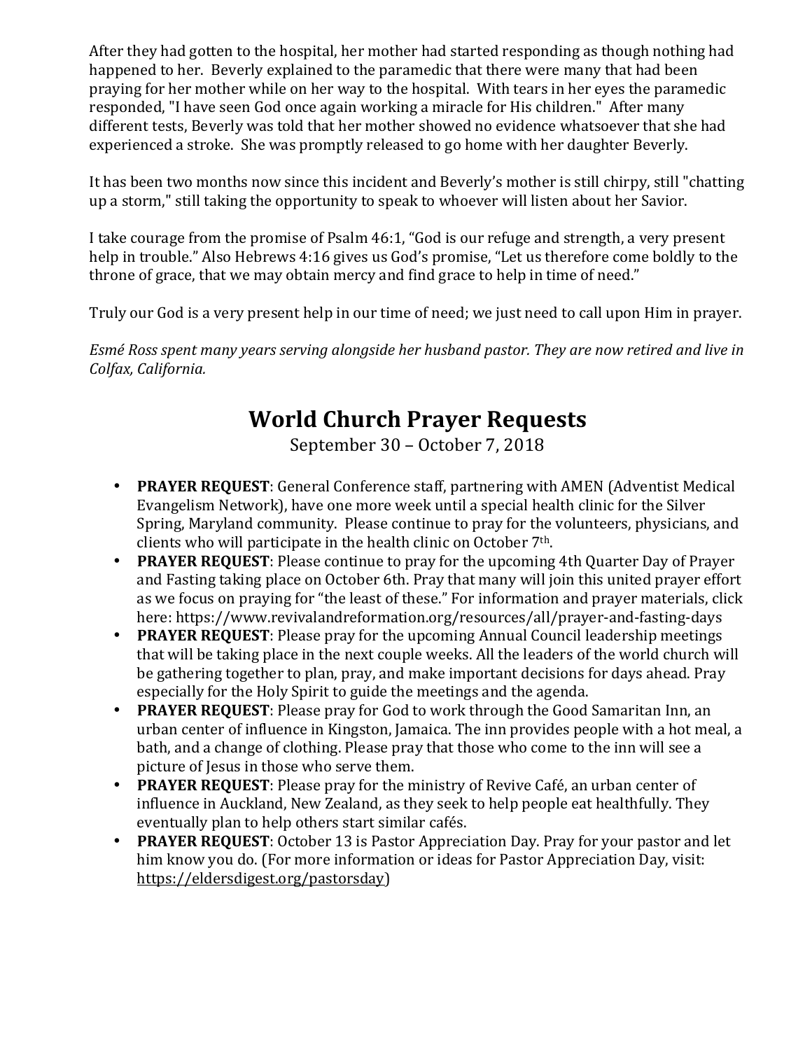After they had gotten to the hospital, her mother had started responding as though nothing had happened to her. Beverly explained to the paramedic that there were many that had been praying for her mother while on her way to the hospital. With tears in her eyes the paramedic responded, "I have seen God once again working a miracle for His children." After many different tests, Beverly was told that her mother showed no evidence whatsoever that she had experienced a stroke. She was promptly released to go home with her daughter Beverly.

It has been two months now since this incident and Beverly's mother is still chirpy, still "chatting up a storm," still taking the opportunity to speak to whoever will listen about her Savior.

I take courage from the promise of Psalm 46:1, "God is our refuge and strength, a very present help in trouble." Also Hebrews 4:16 gives us God's promise, "Let us therefore come boldly to the throne of grace, that we may obtain mercy and find grace to help in time of need."

Truly our God is a very present help in our time of need; we just need to call upon Him in prayer.

*Esmé Ross spent many years serving alongside her husband pastor. They are now retired and live in Colfax, California.*

## World Church Prayer Requests

September 30 – October 7, 2018

- **PRAYER REQUEST**: General Conference staff, partnering with AMEN (Adventist Medical Evangelism Network), have one more week until a special health clinic for the Silver Spring, Maryland community. Please continue to pray for the volunteers, physicians, and clients who will participate in the health clinic on October 7th.
- **PRAYER REQUEST**: Please continue to pray for the upcoming 4th Quarter Day of Prayer and Fasting taking place on October 6th. Pray that many will join this united prayer effort as we focus on praying for "the least of these." For information and prayer materials, click here: https://www.revivalandreformation.org/resources/all/prayer-and-fasting-days
- **PRAYER REQUEST**: Please pray for the upcoming Annual Council leadership meetings that will be taking place in the next couple weeks. All the leaders of the world church will be gathering together to plan, pray, and make important decisions for days ahead. Pray especially for the Holy Spirit to guide the meetings and the agenda.
- **PRAYER REQUEST**: Please pray for God to work through the Good Samaritan Inn, an urban center of influence in Kingston, Jamaica. The inn provides people with a hot meal, a bath, and a change of clothing. Please pray that those who come to the inn will see a picture of Jesus in those who serve them.
- **PRAYER REQUEST**: Please pray for the ministry of Revive Café, an urban center of influence in Auckland, New Zealand, as they seek to help people eat healthfully. They eventually plan to help others start similar cafés.
- **PRAYER REQUEST**: October 13 is Pastor Appreciation Day. Pray for your pastor and let him know you do. (For more information or ideas for Pastor Appreciation Day, visit: https://eldersdigest.org/pastorsday)